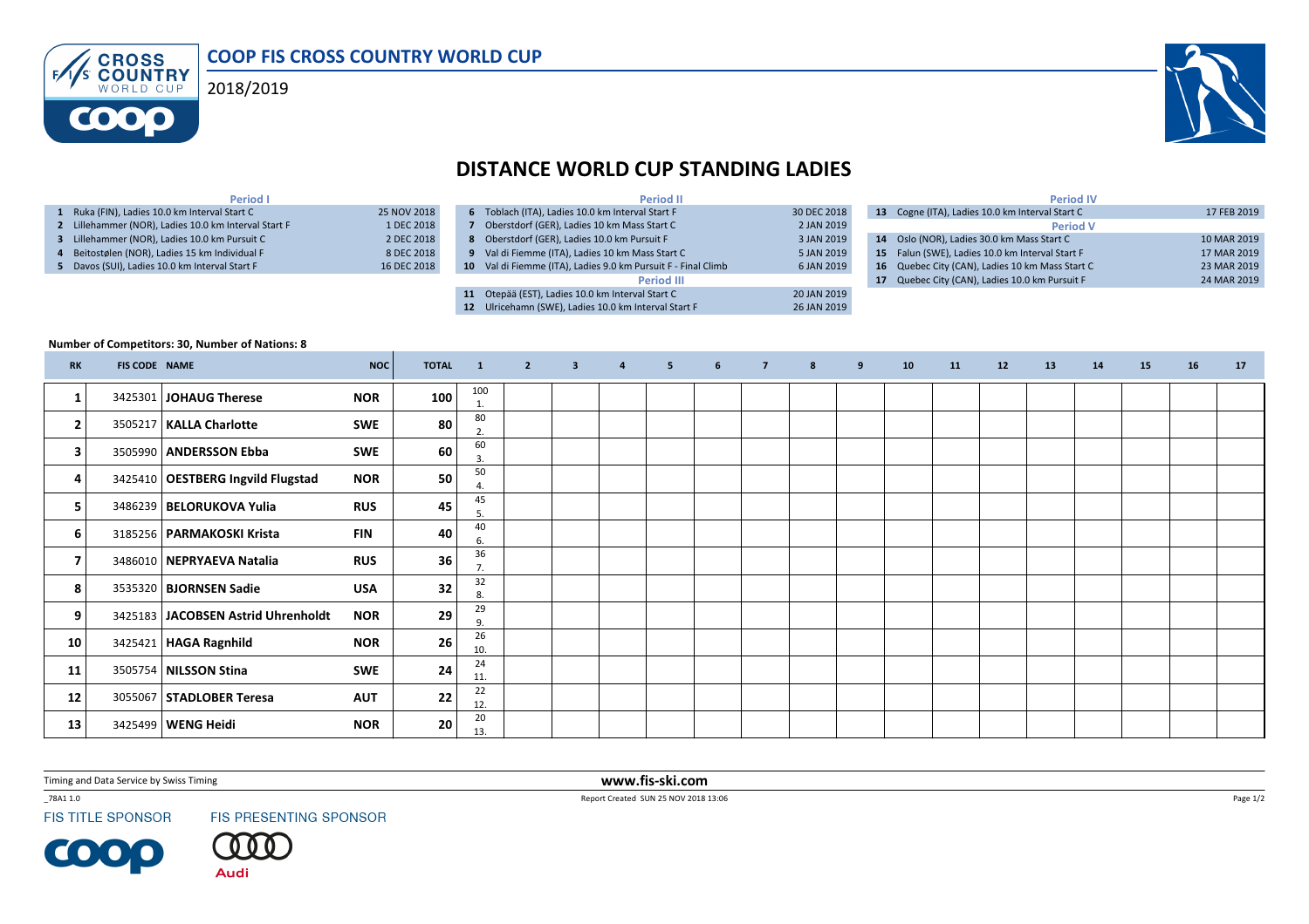# COOP FIS CROSS COUNTRY WORLD CUP

2018/2019

## DISTANCE WORLD CUP STANDING LADIES

| Period I | | Period II | | Period IV | |
|---|---|---|---|---|---|
| 1 Ruka (FIN), Ladies 10.0 km Interval Start C | 25 NOV 2018 | 6 Toblach (ITA), Ladies 10.0 km Interval Start F | 30 DEC 2018 | 13 Cogne (ITA), Ladies 10.0 km Interval Start C | 17 FEB 2019 |
| 2 Lillehammer (NOR), Ladies 10.0 km Interval Start F | 1 DEC 2018 | 7 Oberstdorf (GER), Ladies 10 km Mass Start C | 2 JAN 2019 | **Period V** | |
| 3 Lillehammer (NOR), Ladies 10.0 km Pursuit C | 2 DEC 2018 | 8 Oberstdorf (GER), Ladies 10.0 km Pursuit F | 3 JAN 2019 | 14 Oslo (NOR), Ladies 30.0 km Mass Start C | 10 MAR 2019 |
| 4 Beitostølen (NOR), Ladies 15 km Individual F | 8 DEC 2018 | 9 Val di Fiemme (ITA), Ladies 10 km Mass Start C | 5 JAN 2019 | 15 Falun (SWE), Ladies 10.0 km Interval Start F | 17 MAR 2019 |
| 5 Davos (SUI), Ladies 10.0 km Interval Start F | 16 DEC 2018 | 10 Val di Fiemme (ITA), Ladies 9.0 km Pursuit F - Final Climb | 6 JAN 2019 | 16 Quebec City (CAN), Ladies 10 km Mass Start C | 23 MAR 2019 |
| | | **Period III** | | 17 Quebec City (CAN), Ladies 10.0 km Pursuit F | 24 MAR 2019 |
| | | 11 Otepää (EST), Ladies 10.0 km Interval Start C | 20 JAN 2019 | | |
| | | 12 Ulricehamn (SWE), Ladies 10.0 km Interval Start F | 26 JAN 2019 | | |

**Number of Competitors: 30, Number of Nations: 8**

| RK | FIS CODE | NAME | NOC | TOTAL | 1 | 2 | 3 | 4 | 5 | 6 | 7 | 8 | 9 | 10 | 11 | 12 | 13 | 14 | 15 | 16 | 17 |
|---|---|---|---|---|---|---|---|---|---|---|---|---|---|---|---|---|---|---|---|---|---|
| 1 | 3425301 | **JOHAUG Therese** | **NOR** | **100** | 100 1. | | | | | | | | | | | | | | | | |
| 2 | 3505217 | **KALLA Charlotte** | **SWE** | **80** | 80 2. | | | | | | | | | | | | | | | | |
| 3 | 3505990 | **ANDERSSON Ebba** | **SWE** | **60** | 60 3. | | | | | | | | | | | | | | | | |
| 4 | 3425410 | **OESTBERG Ingvild Flugstad** | **NOR** | **50** | 50 4. | | | | | | | | | | | | | | | | |
| 5 | 3486239 | **BELORUKOVA Yulia** | **RUS** | **45** | 45 5. | | | | | | | | | | | | | | | | |
| 6 | 3185256 | **PARMAKOSKI Krista** | **FIN** | **40** | 40 6. | | | | | | | | | | | | | | | | |
| 7 | 3486010 | **NEPRYAEVA Natalia** | **RUS** | **36** | 36 7. | | | | | | | | | | | | | | | | |
| 8 | 3535320 | **BJORNSEN Sadie** | **USA** | **32** | 32 8. | | | | | | | | | | | | | | | | |
| 9 | 3425183 | **JACOBSEN Astrid Uhrenholdt** | **NOR** | **29** | 29 9. | | | | | | | | | | | | | | | | |
| 10 | 3425421 | **HAGA Ragnhild** | **NOR** | **26** | 26 10. | | | | | | | | | | | | | | | | |
| 11 | 3505754 | **NILSSON Stina** | **SWE** | **24** | 24 11. | | | | | | | | | | | | | | | | |
| 12 | 3055067 | **STADLOBER Teresa** | **AUT** | **22** | 22 12. | | | | | | | | | | | | | | | | |
| 13 | 3425499 | **WENG Heidi** | **NOR** | **20** | 20 13. | | | | | | | | | | | | | | | | |

Timing and Data Service by Swiss Timing

www.fis-ski.com

_78A1 1.0

Report Created SUN 25 NOV 2018 13:06

FIS TITLE SPONSOR

FIS PRESENTING SPONSOR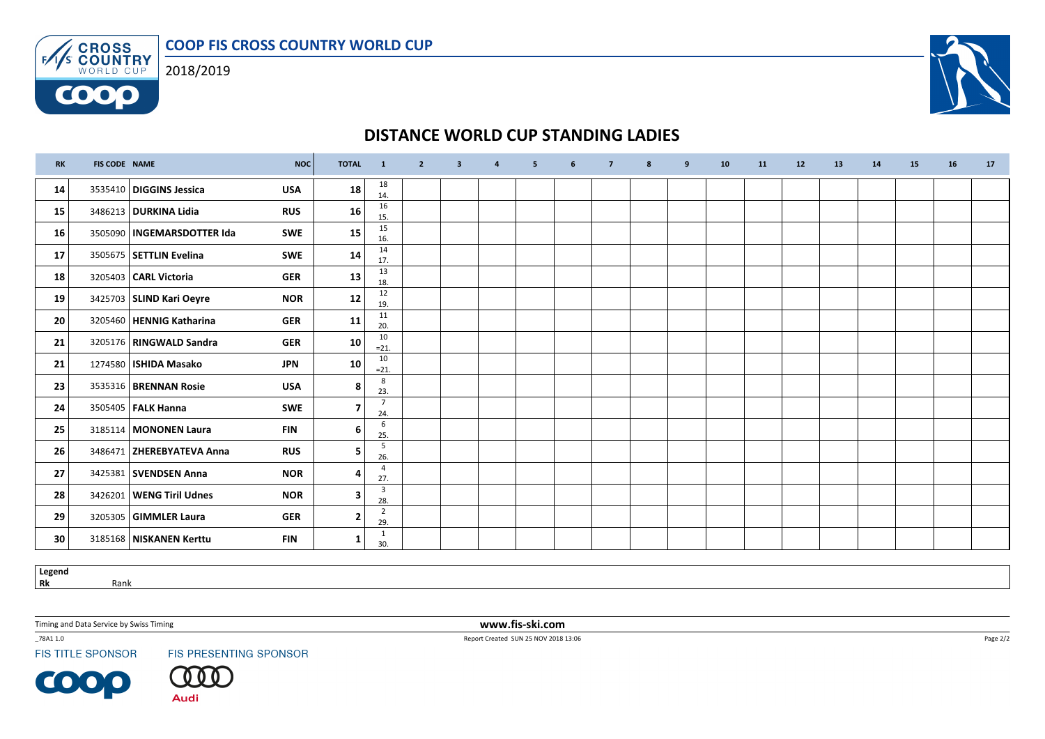# DISTANCE WORLD CUP STANDING LADIES

| RK | FIS CODE | NAME | NOC | TOTAL | 1 | 2 | 3 | 4 | 5 | 6 | 7 | 8 | 9 | 10 | 11 | 12 | 13 | 14 | 15 | 16 | 17 |
|---|---|---|---|---|---|---|---|---|---|---|---|---|---|---|---|---|---|---|---|---|---|
| 14 | 3535410 | **DIGGINS Jessica** | USA | 18 | 18 14. | | | | | | | | | | | | | | | | |
| 15 | 3486213 | **DURKINA Lidia** | RUS | 16 | 16 15. | | | | | | | | | | | | | | | | |
| 16 | 3505090 | **INGEMARSDOTTER Ida** | SWE | 15 | 15 16. | | | | | | | | | | | | | | | | |
| 17 | 3505675 | **SETTLIN Evelina** | SWE | 14 | 14 17. | | | | | | | | | | | | | | | | |
| 18 | 3205403 | **CARL Victoria** | GER | 13 | 13 18. | | | | | | | | | | | | | | | | |
| 19 | 3425703 | **SLIND Kari Oeyre** | NOR | 12 | 12 19. | | | | | | | | | | | | | | | | |
| 20 | 3205460 | **HENNIG Katharina** | GER | 11 | 11 20. | | | | | | | | | | | | | | | | |
| 21 | 3205176 | **RINGWALD Sandra** | GER | 10 | 10 =21. | | | | | | | | | | | | | | | | |
| 21 | 1274580 | **ISHIDA Masako** | JPN | 10 | 10 =21. | | | | | | | | | | | | | | | | |
| 23 | 3535316 | **BRENNAN Rosie** | USA | 8 | 8 23. | | | | | | | | | | | | | | | | |
| 24 | 3505405 | **FALK Hanna** | SWE | 7 | 7 24. | | | | | | | | | | | | | | | | |
| 25 | 3185114 | **MONONEN Laura** | FIN | 6 | 6 25. | | | | | | | | | | | | | | | | |
| 26 | 3486471 | **ZHEREBYATEVA Anna** | RUS | 5 | 5 26. | | | | | | | | | | | | | | | | |
| 27 | 3425381 | **SVENDSEN Anna** | NOR | 4 | 4 27. | | | | | | | | | | | | | | | | |
| 28 | 3426201 | **WENG Tiril Udnes** | NOR | 3 | 3 28. | | | | | | | | | | | | | | | | |
| 29 | 3205305 | **GIMMLER Laura** | GER | 2 | 2 29. | | | | | | | | | | | | | | | | |
| 30 | 3185168 | **NISKANEN Kerttu** | FIN | 1 | 1 30. | | | | | | | | | | | | | | | | |

**Legend**

**Rk** Rank

Timing and Data Service by Swiss Timing

**www.fis-ski.com**

_78A1 1.0

Report Created SUN 25 NOV 2018 13:06

FIS TITLE SPONSOR FIS PRESENTING SPONSOR